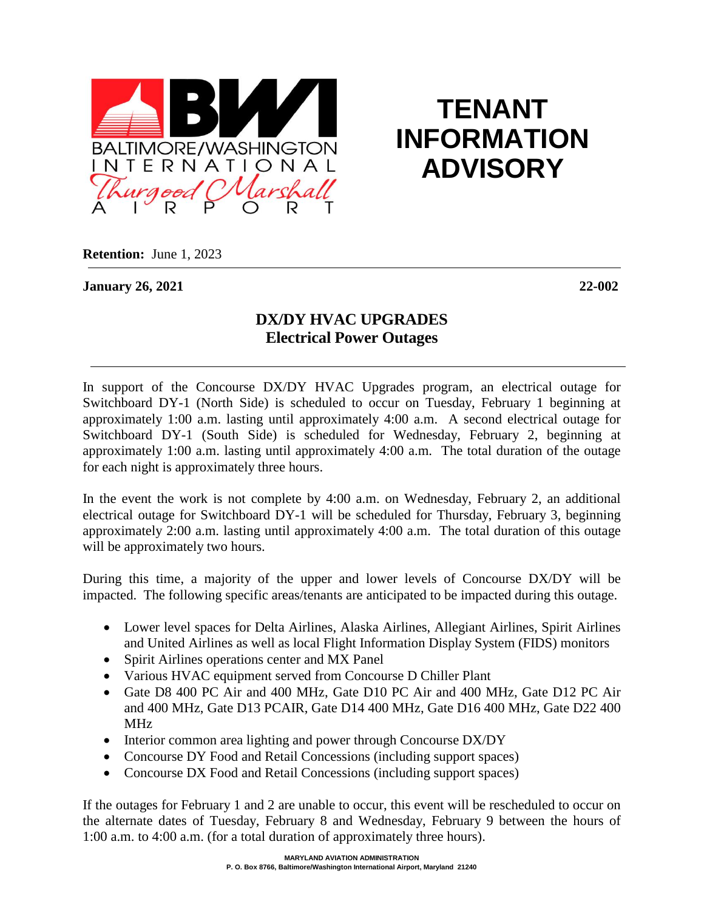BALTIMORE/WASHINGTON INTERNATIONAL Thurgood Marshall AIRPORT

# TENANT INFORMATION ADVISORY

**Retention:** June 1, 2023

**January 26, 2021** **22-002**

## DX/DY HVAC UPGRADES
## Electrical Power Outages

In support of the Concourse DX/DY HVAC Upgrades program, an electrical outage for Switchboard DY-1 (North Side) is scheduled to occur on Tuesday, February 1 beginning at approximately 1:00 a.m. lasting until approximately 4:00 a.m. A second electrical outage for Switchboard DY-1 (South Side) is scheduled for Wednesday, February 2, beginning at approximately 1:00 a.m. lasting until approximately 4:00 a.m. The total duration of the outage for each night is approximately three hours.

In the event the work is not complete by 4:00 a.m. on Wednesday, February 2, an additional electrical outage for Switchboard DY-1 will be scheduled for Thursday, February 3, beginning approximately 2:00 a.m. lasting until approximately 4:00 a.m. The total duration of this outage will be approximately two hours.

During this time, a majority of the upper and lower levels of Concourse DX/DY will be impacted. The following specific areas/tenants are anticipated to be impacted during this outage.

- Lower level spaces for Delta Airlines, Alaska Airlines, Allegiant Airlines, Spirit Airlines and United Airlines as well as local Flight Information Display System (FIDS) monitors
- Spirit Airlines operations center and MX Panel
- Various HVAC equipment served from Concourse D Chiller Plant
- Gate D8 400 PC Air and 400 MHz, Gate D10 PC Air and 400 MHz, Gate D12 PC Air and 400 MHz, Gate D13 PCAIR, Gate D14 400 MHz, Gate D16 400 MHz, Gate D22 400 MHz
- Interior common area lighting and power through Concourse DX/DY
- Concourse DY Food and Retail Concessions (including support spaces)
- Concourse DX Food and Retail Concessions (including support spaces)

If the outages for February 1 and 2 are unable to occur, this event will be rescheduled to occur on the alternate dates of Tuesday, February 8 and Wednesday, February 9 between the hours of 1:00 a.m. to 4:00 a.m. (for a total duration of approximately three hours).

MARYLAND AVIATION ADMINISTRATION
P. O. Box 8766, Baltimore/Washington International Airport, Maryland 21240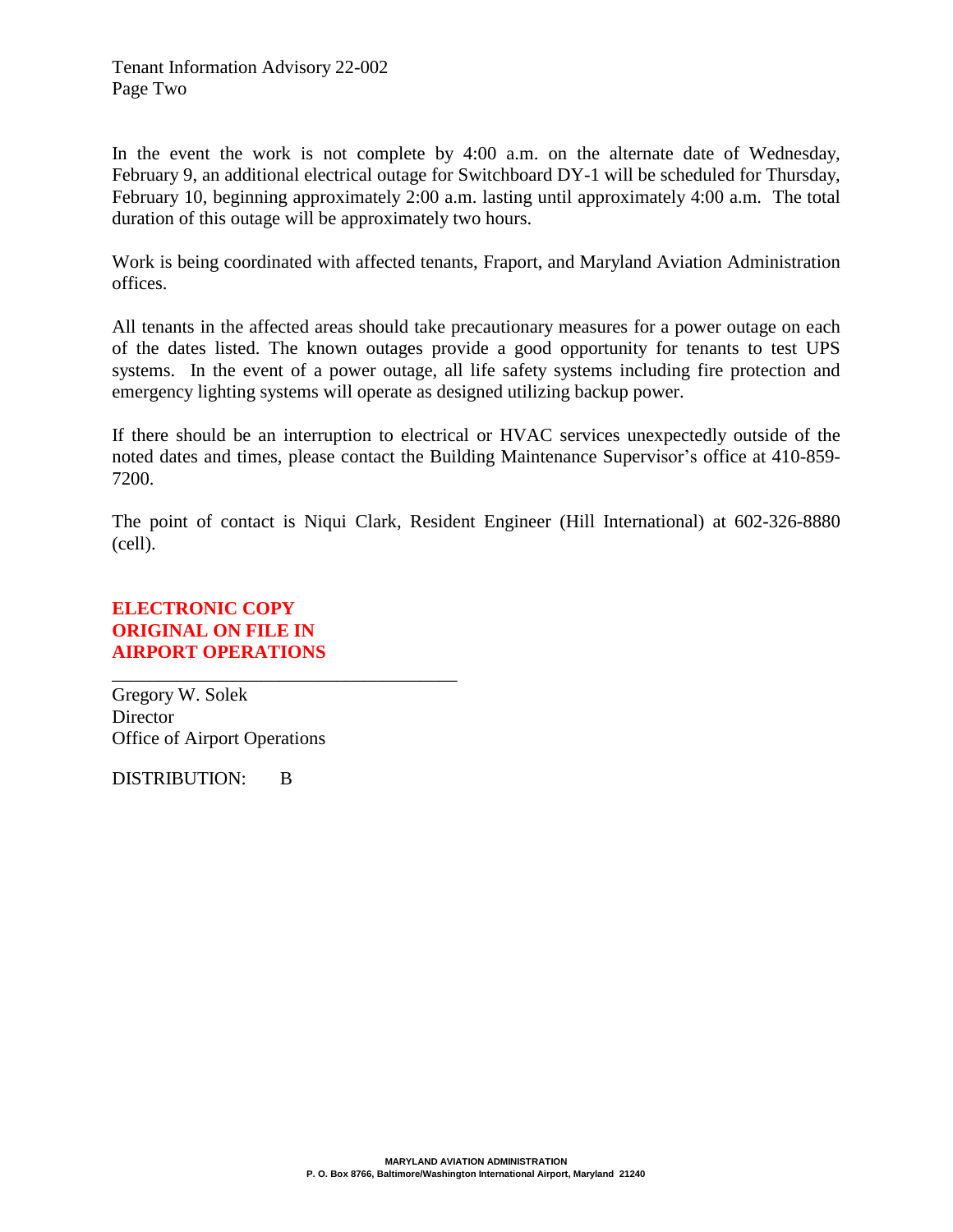In the event the work is not complete by 4:00 a.m. on the alternate date of Wednesday, February 9, an additional electrical outage for Switchboard DY-1 will be scheduled for Thursday, February 10, beginning approximately 2:00 a.m. lasting until approximately 4:00 a.m. The total duration of this outage will be approximately two hours.

Work is being coordinated with affected tenants, Fraport, and Maryland Aviation Administration offices.

All tenants in the affected areas should take precautionary measures for a power outage on each of the dates listed. The known outages provide a good opportunity for tenants to test UPS systems. In the event of a power outage, all life safety systems including fire protection and emergency lighting systems will operate as designed utilizing backup power.

If there should be an interruption to electrical or HVAC services unexpectedly outside of the noted dates and times, please contact the Building Maintenance Supervisor's office at 410-859-7200.

The point of contact is Niqui Clark, Resident Engineer (Hill International) at 602-326-8880 (cell).

**ELECTRONIC COPY**
**ORIGINAL ON FILE IN**
**AIRPORT OPERATIONS**

\_\_\_\_\_\_\_\_\_\_\_\_\_\_\_\_\_\_\_\_\_\_\_\_\_\_\_\_\_\_\_\_\_\_\_\_\_

Gregory W. Solek
Director
Office of Airport Operations

DISTRIBUTION: B